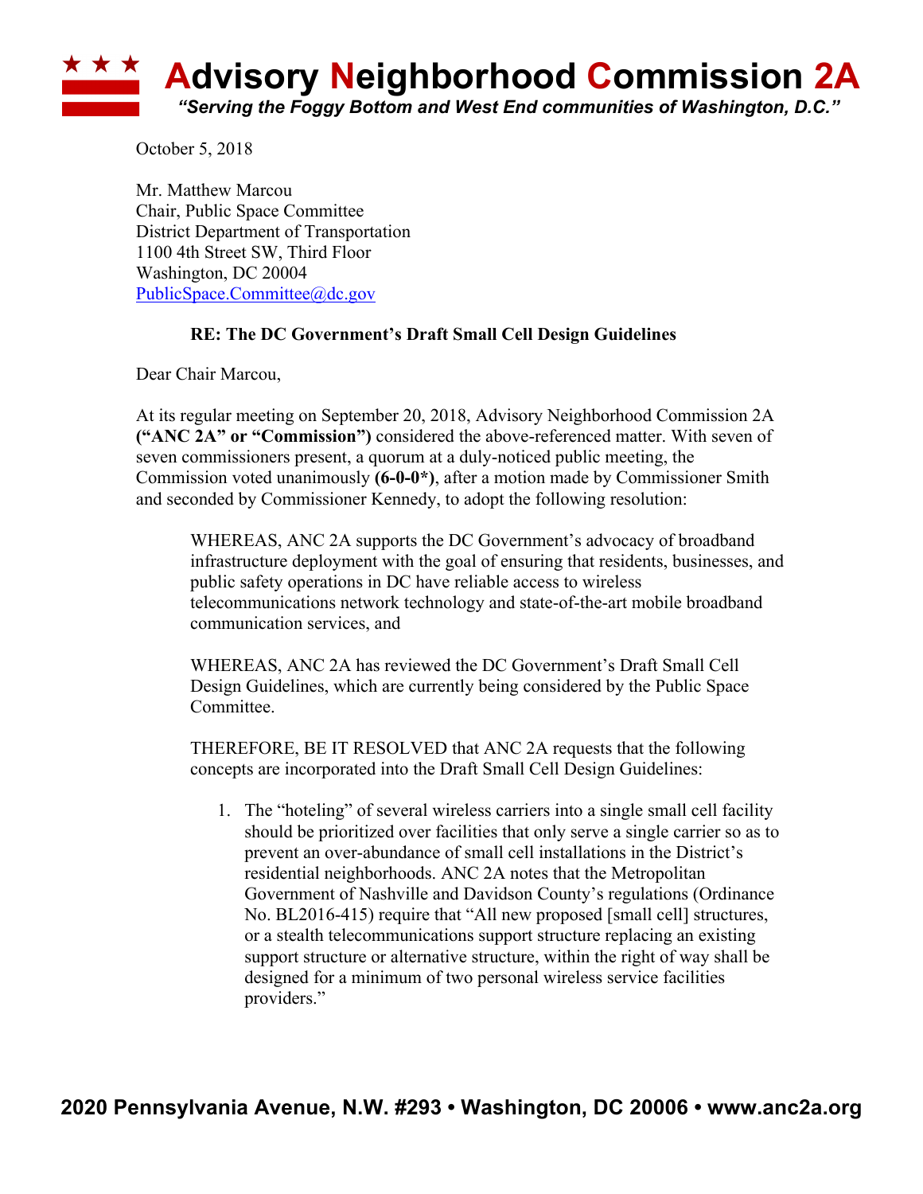# Advisory Neighborhood Commission 2A

*"Serving the Foggy Bottom and West End communities of Washington, D.C."*

October 5, 2018

Mr. Matthew Marcou
Chair, Public Space Committee
District Department of Transportation
1100 4th Street SW, Third Floor
Washington, DC 20004
PublicSpace.Committee@dc.gov

**RE: The DC Government's Draft Small Cell Design Guidelines**

Dear Chair Marcou,

At its regular meeting on September 20, 2018, Advisory Neighborhood Commission 2A **("ANC 2A" or "Commission")** considered the above-referenced matter. With seven of seven commissioners present, a quorum at a duly-noticed public meeting, the Commission voted unanimously **(6-0-0*)**, after a motion made by Commissioner Smith and seconded by Commissioner Kennedy, to adopt the following resolution:

> WHEREAS, ANC 2A supports the DC Government's advocacy of broadband infrastructure deployment with the goal of ensuring that residents, businesses, and public safety operations in DC have reliable access to wireless telecommunications network technology and state-of-the-art mobile broadband communication services, and
>
> WHEREAS, ANC 2A has reviewed the DC Government's Draft Small Cell Design Guidelines, which are currently being considered by the Public Space Committee.
>
> THEREFORE, BE IT RESOLVED that ANC 2A requests that the following concepts are incorporated into the Draft Small Cell Design Guidelines:
>
> 1. The "hoteling" of several wireless carriers into a single small cell facility should be prioritized over facilities that only serve a single carrier so as to prevent an over-abundance of small cell installations in the District's residential neighborhoods. ANC 2A notes that the Metropolitan Government of Nashville and Davidson County's regulations (Ordinance No. BL2016-415) require that "All new proposed [small cell] structures, or a stealth telecommunications support structure replacing an existing support structure or alternative structure, within the right of way shall be designed for a minimum of two personal wireless service facilities providers."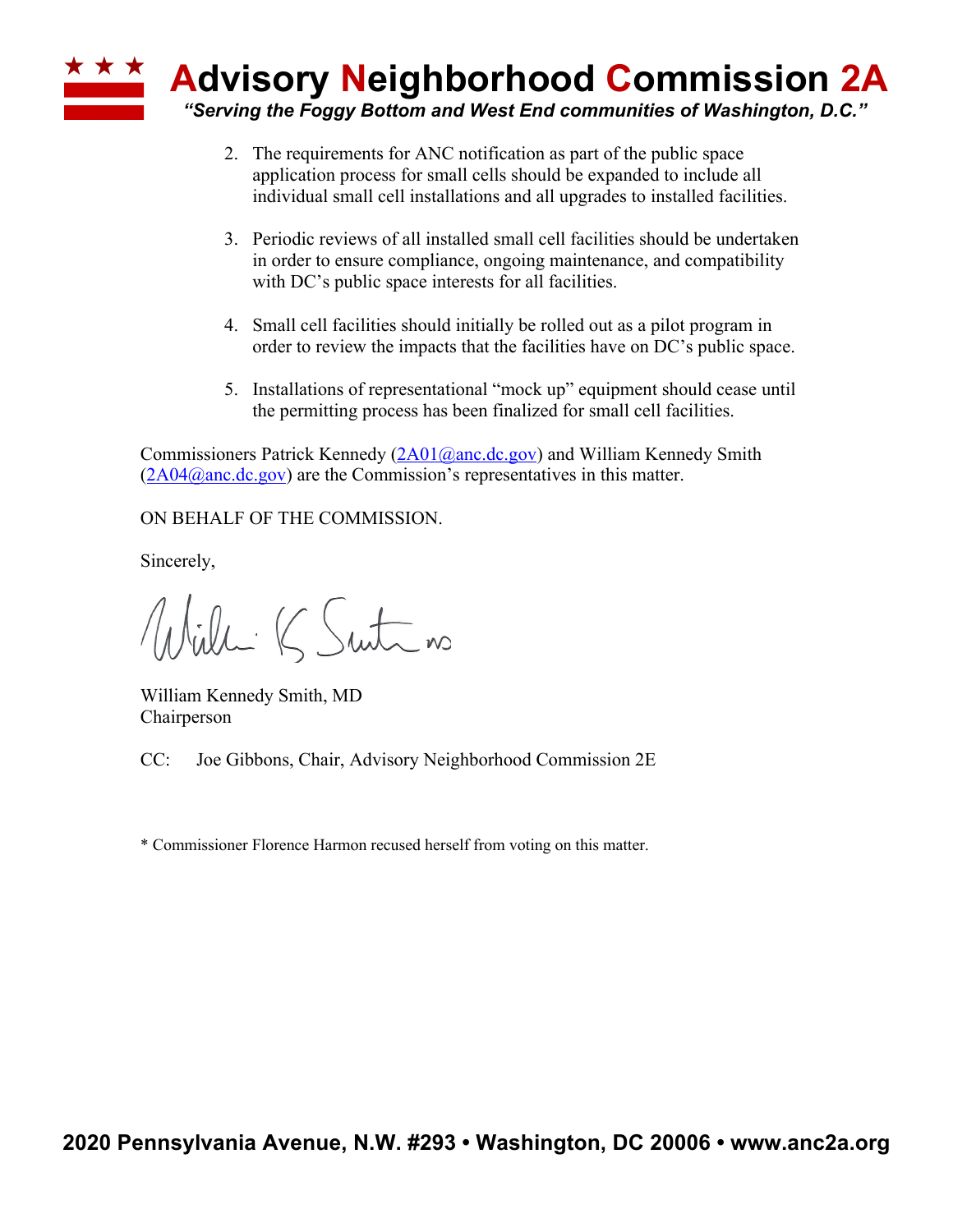2. The requirements for ANC notification as part of the public space application process for small cells should be expanded to include all individual small cell installations and all upgrades to installed facilities.

3. Periodic reviews of all installed small cell facilities should be undertaken in order to ensure compliance, ongoing maintenance, and compatibility with DC's public space interests for all facilities.

4. Small cell facilities should initially be rolled out as a pilot program in order to review the impacts that the facilities have on DC's public space.

5. Installations of representational "mock up" equipment should cease until the permitting process has been finalized for small cell facilities.

Commissioners Patrick Kennedy (2A01@anc.dc.gov) and William Kennedy Smith (2A04@anc.dc.gov) are the Commission's representatives in this matter.

ON BEHALF OF THE COMMISSION.

Sincerely,

William Kennedy Smith, MD
Chairperson

CC: Joe Gibbons, Chair, Advisory Neighborhood Commission 2E

* Commissioner Florence Harmon recused herself from voting on this matter.